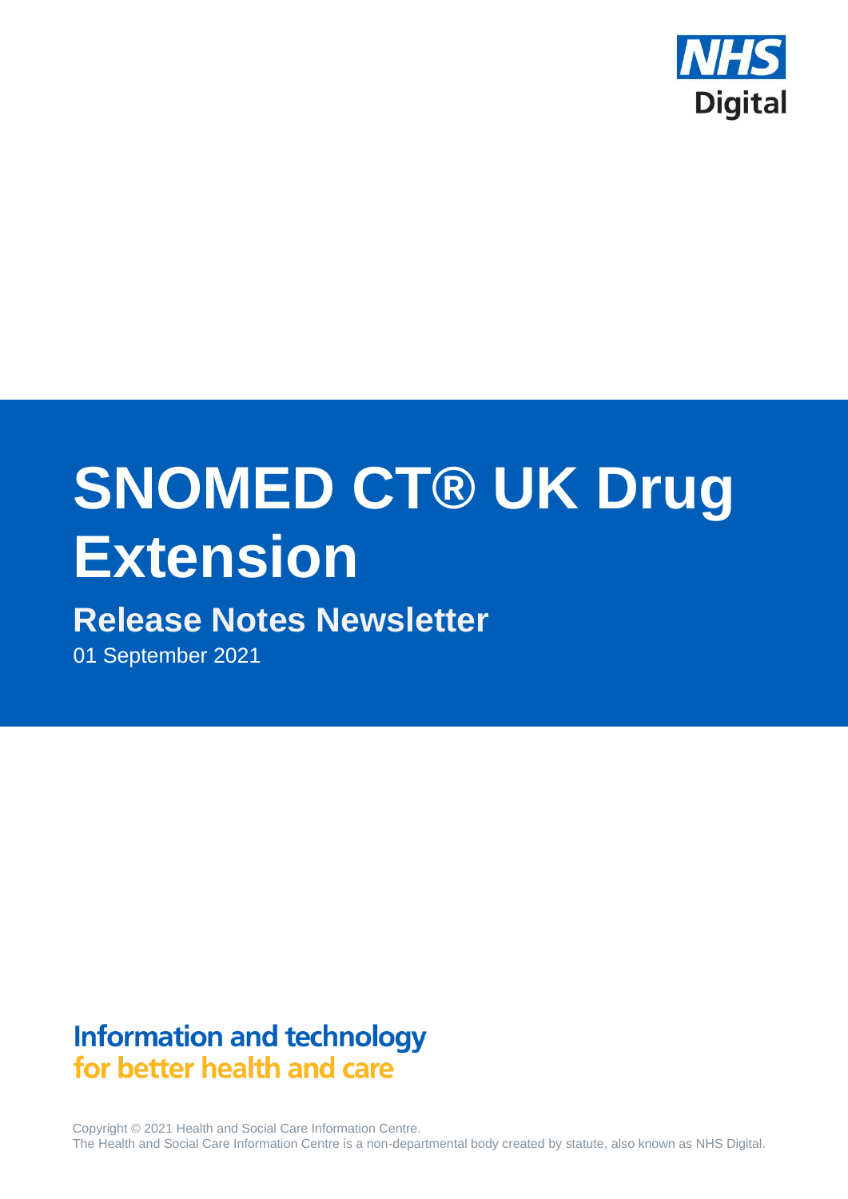NHS Digital

# SNOMED CT® UK Drug Extension

## Release Notes Newsletter

01 September 2021

**Information and technology**
**for better health and care**

Copyright © 2021 Health and Social Care Information Centre.
The Health and Social Care Information Centre is a non-departmental body created by statute, also known as NHS Digital.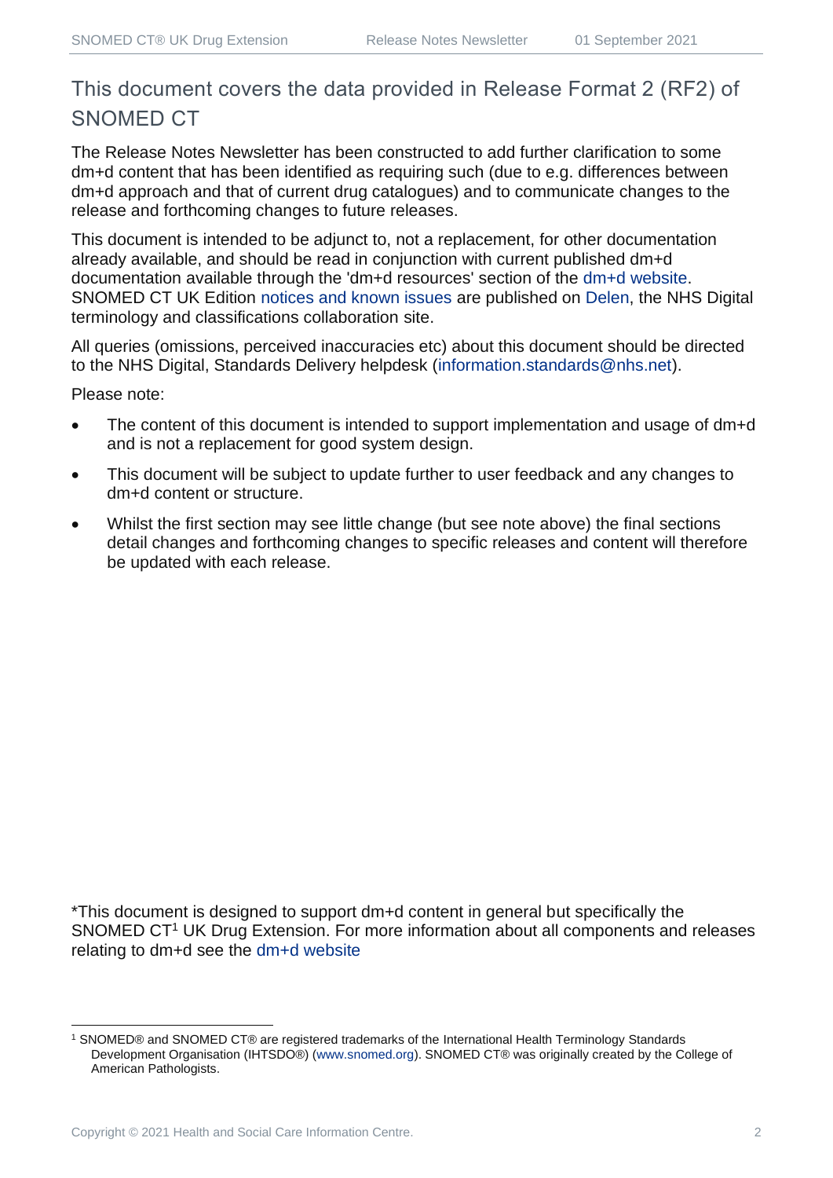## This document covers the data provided in Release Format 2 (RF2) of SNOMED CT

The Release Notes Newsletter has been constructed to add further clarification to some dm+d content that has been identified as requiring such (due to e.g. differences between dm+d approach and that of current drug catalogues) and to communicate changes to the release and forthcoming changes to future releases.

This document is intended to be adjunct to, not a replacement, for other documentation already available, and should be read in conjunction with current published dm+d documentation available through the 'dm+d resources' section of the dm+d website. SNOMED CT UK Edition notices and known issues are published on Delen, the NHS Digital terminology and classifications collaboration site.

All queries (omissions, perceived inaccuracies etc) about this document should be directed to the NHS Digital, Standards Delivery helpdesk (information.standards@nhs.net).

Please note:

- The content of this document is intended to support implementation and usage of dm+d and is not a replacement for good system design.
- This document will be subject to update further to user feedback and any changes to dm+d content or structure.
- Whilst the first section may see little change (but see note above) the final sections detail changes and forthcoming changes to specific releases and content will therefore be updated with each release.

*This document is designed to support dm+d content in general but specifically the SNOMED CT[1] UK Drug Extension. For more information about all components and releases relating to dm+d see the dm+d website

[1] SNOMED® and SNOMED CT® are registered trademarks of the International Health Terminology Standards Development Organisation (IHTSDO®) (www.snomed.org). SNOMED CT® was originally created by the College of American Pathologists.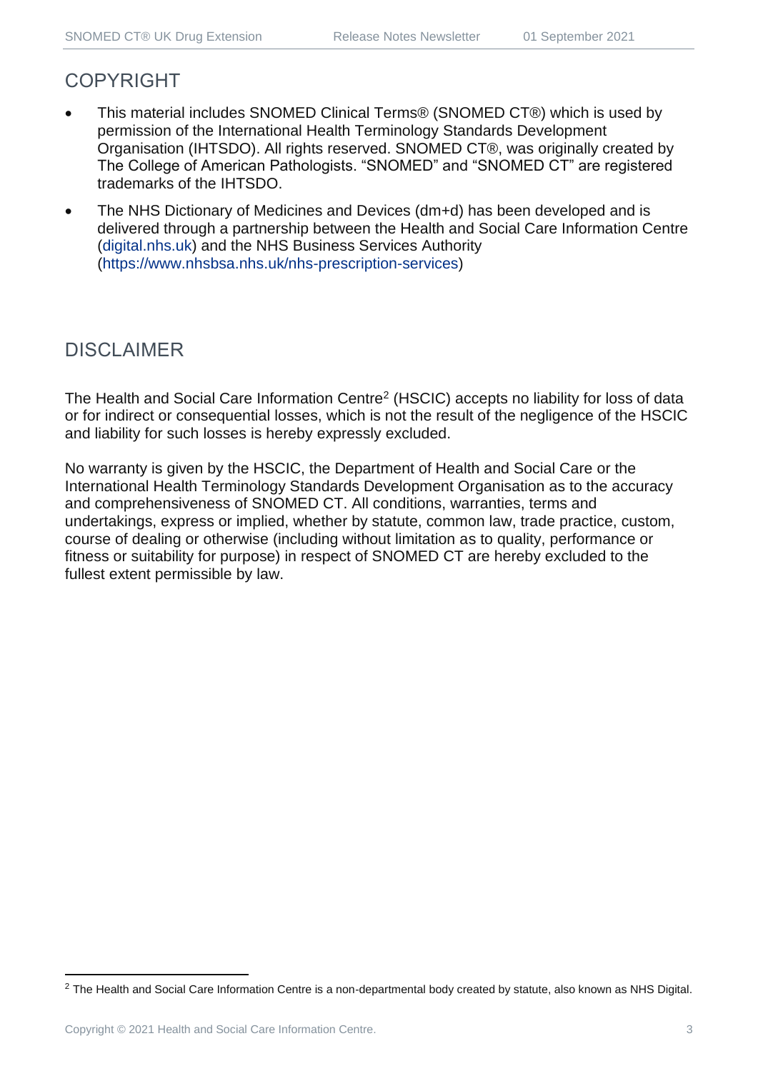## COPYRIGHT

- This material includes SNOMED Clinical Terms® (SNOMED CT®) which is used by permission of the International Health Terminology Standards Development Organisation (IHTSDO). All rights reserved. SNOMED CT®, was originally created by The College of American Pathologists. "SNOMED" and "SNOMED CT" are registered trademarks of the IHTSDO.
- The NHS Dictionary of Medicines and Devices (dm+d) has been developed and is delivered through a partnership between the Health and Social Care Information Centre (digital.nhs.uk) and the NHS Business Services Authority (https://www.nhsbsa.nhs.uk/nhs-prescription-services)

## DISCLAIMER

The Health and Social Care Information Centre[2] (HSCIC) accepts no liability for loss of data or for indirect or consequential losses, which is not the result of the negligence of the HSCIC and liability for such losses is hereby expressly excluded.

No warranty is given by the HSCIC, the Department of Health and Social Care or the International Health Terminology Standards Development Organisation as to the accuracy and comprehensiveness of SNOMED CT. All conditions, warranties, terms and undertakings, express or implied, whether by statute, common law, trade practice, custom, course of dealing or otherwise (including without limitation as to quality, performance or fitness or suitability for purpose) in respect of SNOMED CT are hereby excluded to the fullest extent permissible by law.

[2] The Health and Social Care Information Centre is a non-departmental body created by statute, also known as NHS Digital.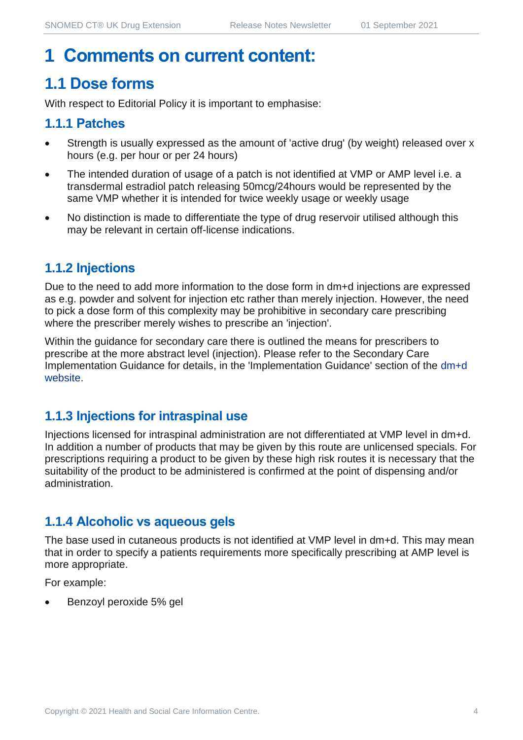# 1 Comments on current content:

## 1.1 Dose forms

With respect to Editorial Policy it is important to emphasise:

### 1.1.1 Patches

- Strength is usually expressed as the amount of 'active drug' (by weight) released over x hours (e.g. per hour or per 24 hours)
- The intended duration of usage of a patch is not identified at VMP or AMP level i.e. a transdermal estradiol patch releasing 50mcg/24hours would be represented by the same VMP whether it is intended for twice weekly usage or weekly usage
- No distinction is made to differentiate the type of drug reservoir utilised although this may be relevant in certain off-license indications.

### 1.1.2 Injections

Due to the need to add more information to the dose form in dm+d injections are expressed as e.g. powder and solvent for injection etc rather than merely injection. However, the need to pick a dose form of this complexity may be prohibitive in secondary care prescribing where the prescriber merely wishes to prescribe an 'injection'.

Within the guidance for secondary care there is outlined the means for prescribers to prescribe at the more abstract level (injection). Please refer to the Secondary Care Implementation Guidance for details, in the 'Implementation Guidance' section of the dm+d website.

### 1.1.3 Injections for intraspinal use

Injections licensed for intraspinal administration are not differentiated at VMP level in dm+d. In addition a number of products that may be given by this route are unlicensed specials. For prescriptions requiring a product to be given by these high risk routes it is necessary that the suitability of the product to be administered is confirmed at the point of dispensing and/or administration.

### 1.1.4 Alcoholic vs aqueous gels

The base used in cutaneous products is not identified at VMP level in dm+d. This may mean that in order to specify a patients requirements more specifically prescribing at AMP level is more appropriate.

For example:

- Benzoyl peroxide 5% gel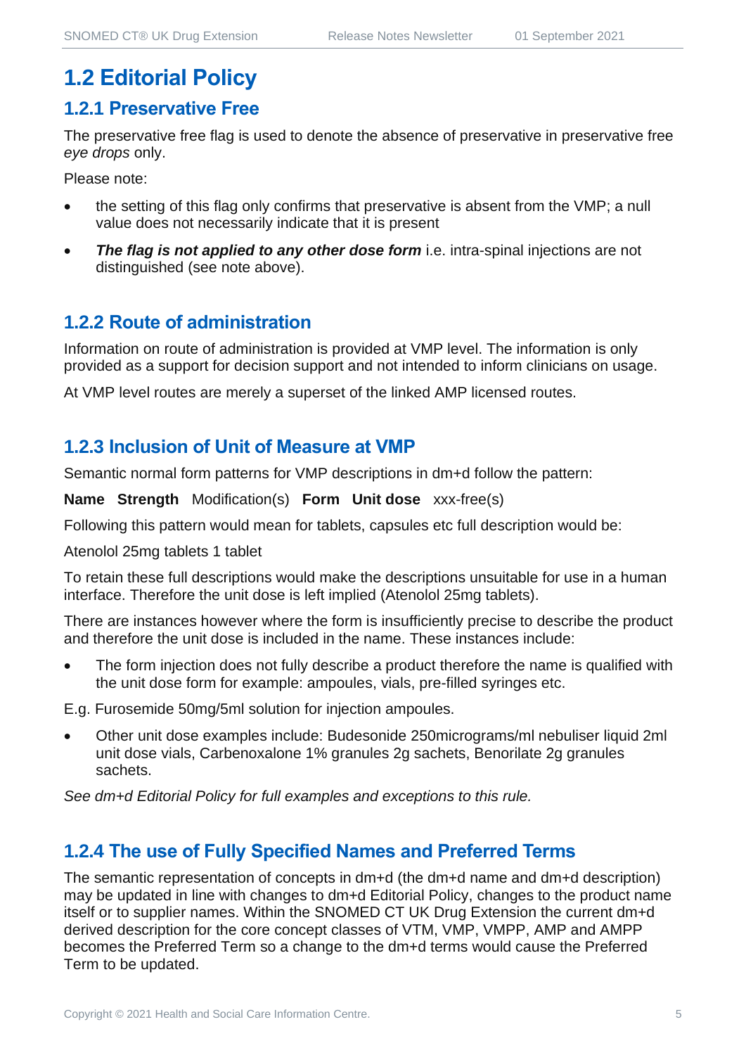## 1.2 Editorial Policy

### 1.2.1 Preservative Free

The preservative free flag is used to denote the absence of preservative in preservative free *eye drops* only.

Please note:

- the setting of this flag only confirms that preservative is absent from the VMP; a null value does not necessarily indicate that it is present
- ***The flag is not applied to any other dose form*** i.e. intra-spinal injections are not distinguished (see note above).

### 1.2.2 Route of administration

Information on route of administration is provided at VMP level. The information is only provided as a support for decision support and not intended to inform clinicians on usage.

At VMP level routes are merely a superset of the linked AMP licensed routes.

### 1.2.3 Inclusion of Unit of Measure at VMP

Semantic normal form patterns for VMP descriptions in dm+d follow the pattern:

**Name Strength** Modification(s) **Form Unit dose** xxx-free(s)

Following this pattern would mean for tablets, capsules etc full description would be:

Atenolol 25mg tablets 1 tablet

To retain these full descriptions would make the descriptions unsuitable for use in a human interface. Therefore the unit dose is left implied (Atenolol 25mg tablets).

There are instances however where the form is insufficiently precise to describe the product and therefore the unit dose is included in the name. These instances include:

- The form injection does not fully describe a product therefore the name is qualified with the unit dose form for example: ampoules, vials, pre-filled syringes etc.

E.g. Furosemide 50mg/5ml solution for injection ampoules.

- Other unit dose examples include: Budesonide 250micrograms/ml nebuliser liquid 2ml unit dose vials, Carbenoxalone 1% granules 2g sachets, Benorilate 2g granules sachets.

*See dm+d Editorial Policy for full examples and exceptions to this rule.*

### 1.2.4 The use of Fully Specified Names and Preferred Terms

The semantic representation of concepts in dm+d (the dm+d name and dm+d description) may be updated in line with changes to dm+d Editorial Policy, changes to the product name itself or to supplier names. Within the SNOMED CT UK Drug Extension the current dm+d derived description for the core concept classes of VTM, VMP, VMPP, AMP and AMPP becomes the Preferred Term so a change to the dm+d terms would cause the Preferred Term to be updated.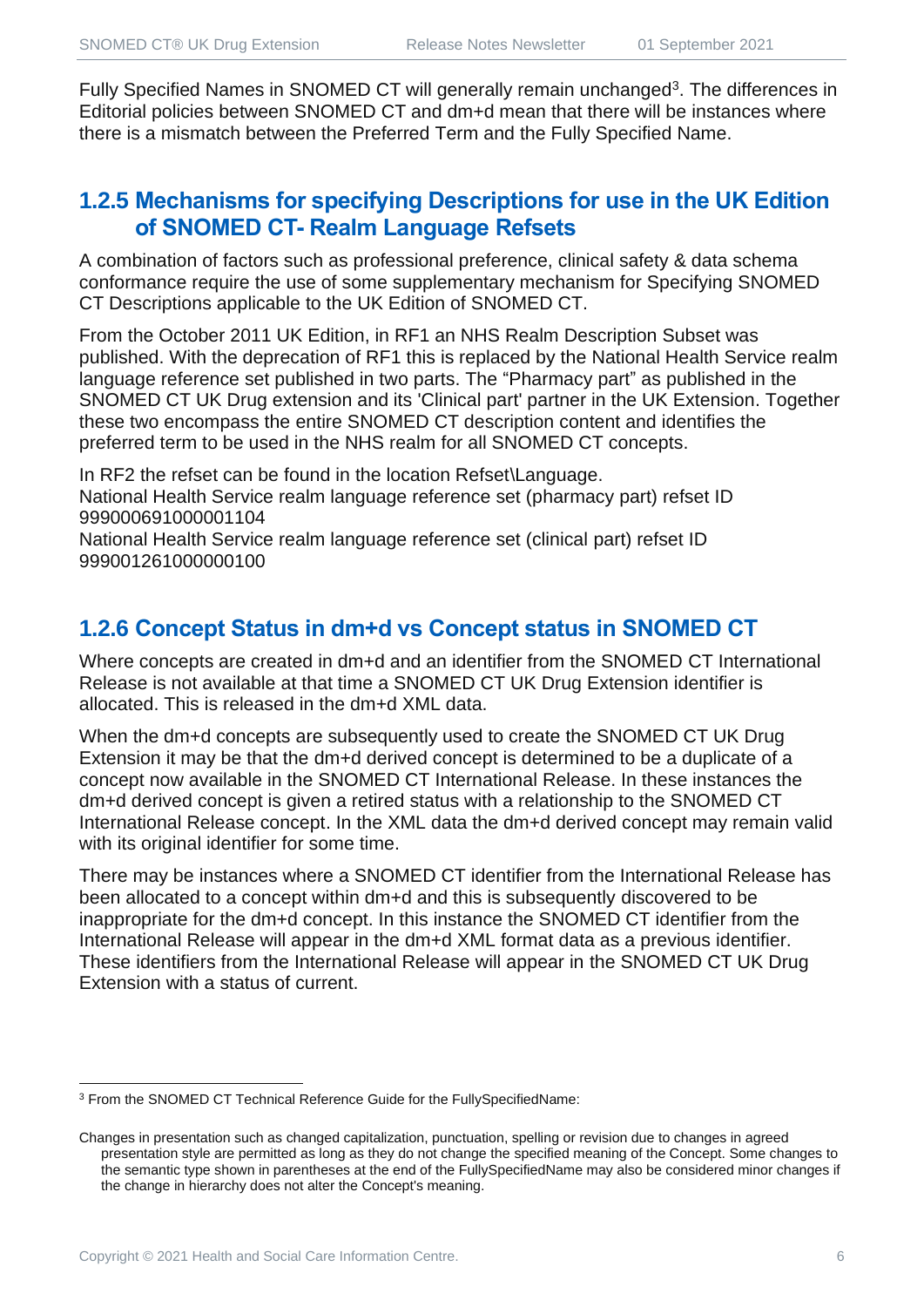Fully Specified Names in SNOMED CT will generally remain unchanged[3]. The differences in Editorial policies between SNOMED CT and dm+d mean that there will be instances where there is a mismatch between the Preferred Term and the Fully Specified Name.

### 1.2.5 Mechanisms for specifying Descriptions for use in the UK Edition of SNOMED CT- Realm Language Refsets

A combination of factors such as professional preference, clinical safety & data schema conformance require the use of some supplementary mechanism for Specifying SNOMED CT Descriptions applicable to the UK Edition of SNOMED CT.

From the October 2011 UK Edition, in RF1 an NHS Realm Description Subset was published. With the deprecation of RF1 this is replaced by the National Health Service realm language reference set published in two parts. The “Pharmacy part” as published in the SNOMED CT UK Drug extension and its 'Clinical part' partner in the UK Extension. Together these two encompass the entire SNOMED CT description content and identifies the preferred term to be used in the NHS realm for all SNOMED CT concepts.

In RF2 the refset can be found in the location Refset\Language.
National Health Service realm language reference set (pharmacy part) refset ID 999000691000001104
National Health Service realm language reference set (clinical part) refset ID 999001261000000100

### 1.2.6 Concept Status in dm+d vs Concept status in SNOMED CT

Where concepts are created in dm+d and an identifier from the SNOMED CT International Release is not available at that time a SNOMED CT UK Drug Extension identifier is allocated. This is released in the dm+d XML data.

When the dm+d concepts are subsequently used to create the SNOMED CT UK Drug Extension it may be that the dm+d derived concept is determined to be a duplicate of a concept now available in the SNOMED CT International Release. In these instances the dm+d derived concept is given a retired status with a relationship to the SNOMED CT International Release concept. In the XML data the dm+d derived concept may remain valid with its original identifier for some time.

There may be instances where a SNOMED CT identifier from the International Release has been allocated to a concept within dm+d and this is subsequently discovered to be inappropriate for the dm+d concept. In this instance the SNOMED CT identifier from the International Release will appear in the dm+d XML format data as a previous identifier. These identifiers from the International Release will appear in the SNOMED CT UK Drug Extension with a status of current.

---

[3] From the SNOMED CT Technical Reference Guide for the FullySpecifiedName:

Changes in presentation such as changed capitalization, punctuation, spelling or revision due to changes in agreed presentation style are permitted as long as they do not change the specified meaning of the Concept. Some changes to the semantic type shown in parentheses at the end of the FullySpecifiedName may also be considered minor changes if the change in hierarchy does not alter the Concept's meaning.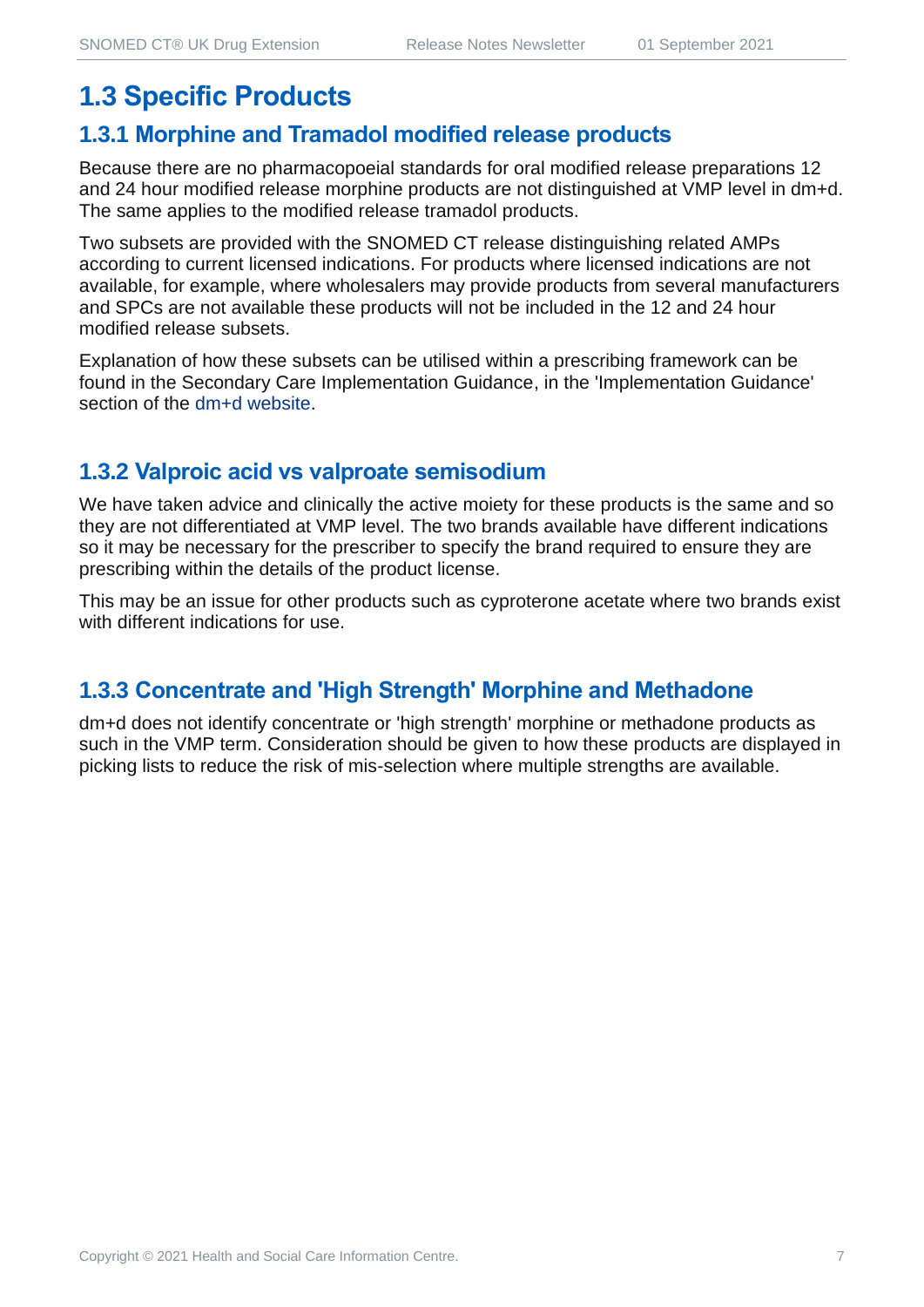## 1.3 Specific Products

### 1.3.1 Morphine and Tramadol modified release products

Because there are no pharmacopoeial standards for oral modified release preparations 12 and 24 hour modified release morphine products are not distinguished at VMP level in dm+d. The same applies to the modified release tramadol products.

Two subsets are provided with the SNOMED CT release distinguishing related AMPs according to current licensed indications. For products where licensed indications are not available, for example, where wholesalers may provide products from several manufacturers and SPCs are not available these products will not be included in the 12 and 24 hour modified release subsets.

Explanation of how these subsets can be utilised within a prescribing framework can be found in the Secondary Care Implementation Guidance, in the 'Implementation Guidance' section of the dm+d website.

### 1.3.2 Valproic acid vs valproate semisodium

We have taken advice and clinically the active moiety for these products is the same and so they are not differentiated at VMP level. The two brands available have different indications so it may be necessary for the prescriber to specify the brand required to ensure they are prescribing within the details of the product license.

This may be an issue for other products such as cyproterone acetate where two brands exist with different indications for use.

### 1.3.3 Concentrate and 'High Strength' Morphine and Methadone

dm+d does not identify concentrate or 'high strength' morphine or methadone products as such in the VMP term. Consideration should be given to how these products are displayed in picking lists to reduce the risk of mis-selection where multiple strengths are available.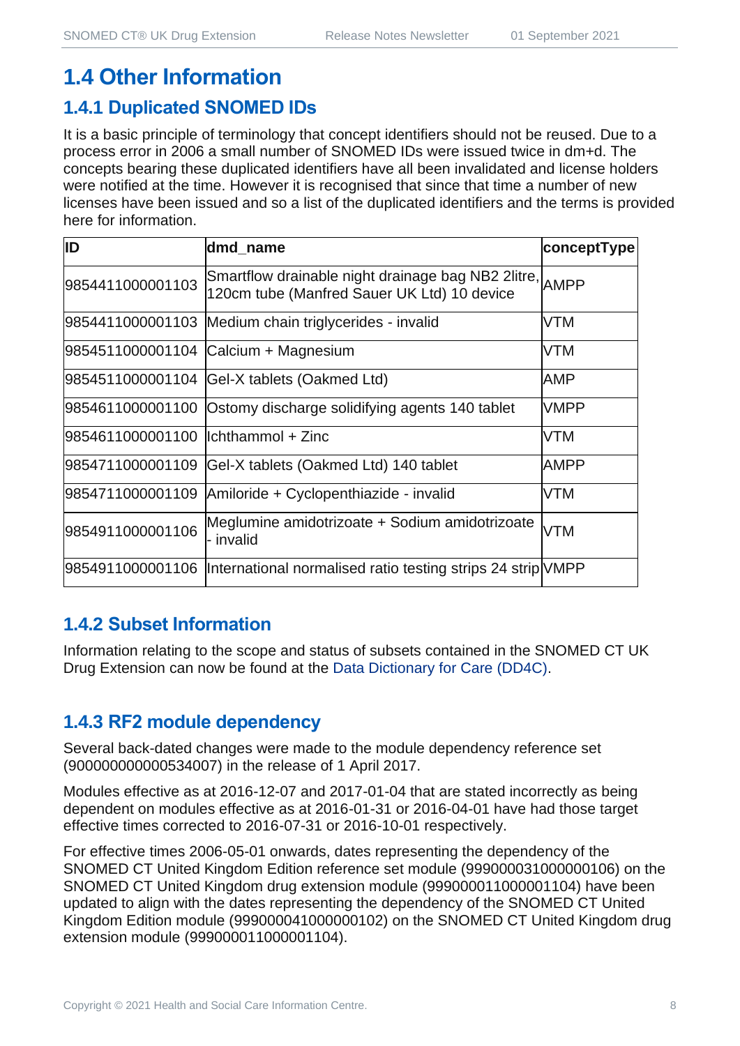# 1.4 Other Information

## 1.4.1 Duplicated SNOMED IDs

It is a basic principle of terminology that concept identifiers should not be reused. Due to a process error in 2006 a small number of SNOMED IDs were issued twice in dm+d. The concepts bearing these duplicated identifiers have all been invalidated and license holders were notified at the time. However it is recognised that since that time a number of new licenses have been issued and so a list of the duplicated identifiers and the terms is provided here for information.

| ID | dmd_name | conceptType |
|---|---|---|
| 9854411000001103 | Smartflow drainable night drainage bag NB2 2litre, 120cm tube (Manfred Sauer UK Ltd) 10 device | AMPP |
| 9854411000001103 | Medium chain triglycerides - invalid | VTM |
| 9854511000001104 | Calcium + Magnesium | VTM |
| 9854511000001104 | Gel-X tablets (Oakmed Ltd) | AMP |
| 9854611000001100 | Ostomy discharge solidifying agents 140 tablet | VMPP |
| 9854611000001100 | Ichthammol + Zinc | VTM |
| 9854711000001109 | Gel-X tablets (Oakmed Ltd) 140 tablet | AMPP |
| 9854711000001109 | Amiloride + Cyclopenthiazide - invalid | VTM |
| 9854911000001106 | Meglumine amidotrizoate + Sodium amidotrizoate - invalid | VTM |
| 9854911000001106 | International normalised ratio testing strips 24 strip | VMPP |

## 1.4.2 Subset Information

Information relating to the scope and status of subsets contained in the SNOMED CT UK Drug Extension can now be found at the Data Dictionary for Care (DD4C).

## 1.4.3 RF2 module dependency

Several back-dated changes were made to the module dependency reference set (900000000000534007) in the release of 1 April 2017.

Modules effective as at 2016-12-07 and 2017-01-04 that are stated incorrectly as being dependent on modules effective as at 2016-01-31 or 2016-04-01 have had those target effective times corrected to 2016-07-31 or 2016-10-01 respectively.

For effective times 2006-05-01 onwards, dates representing the dependency of the SNOMED CT United Kingdom Edition reference set module (999000031000000106) on the SNOMED CT United Kingdom drug extension module (999000011000001104) have been updated to align with the dates representing the dependency of the SNOMED CT United Kingdom Edition module (999000041000000102) on the SNOMED CT United Kingdom drug extension module (999000011000001104).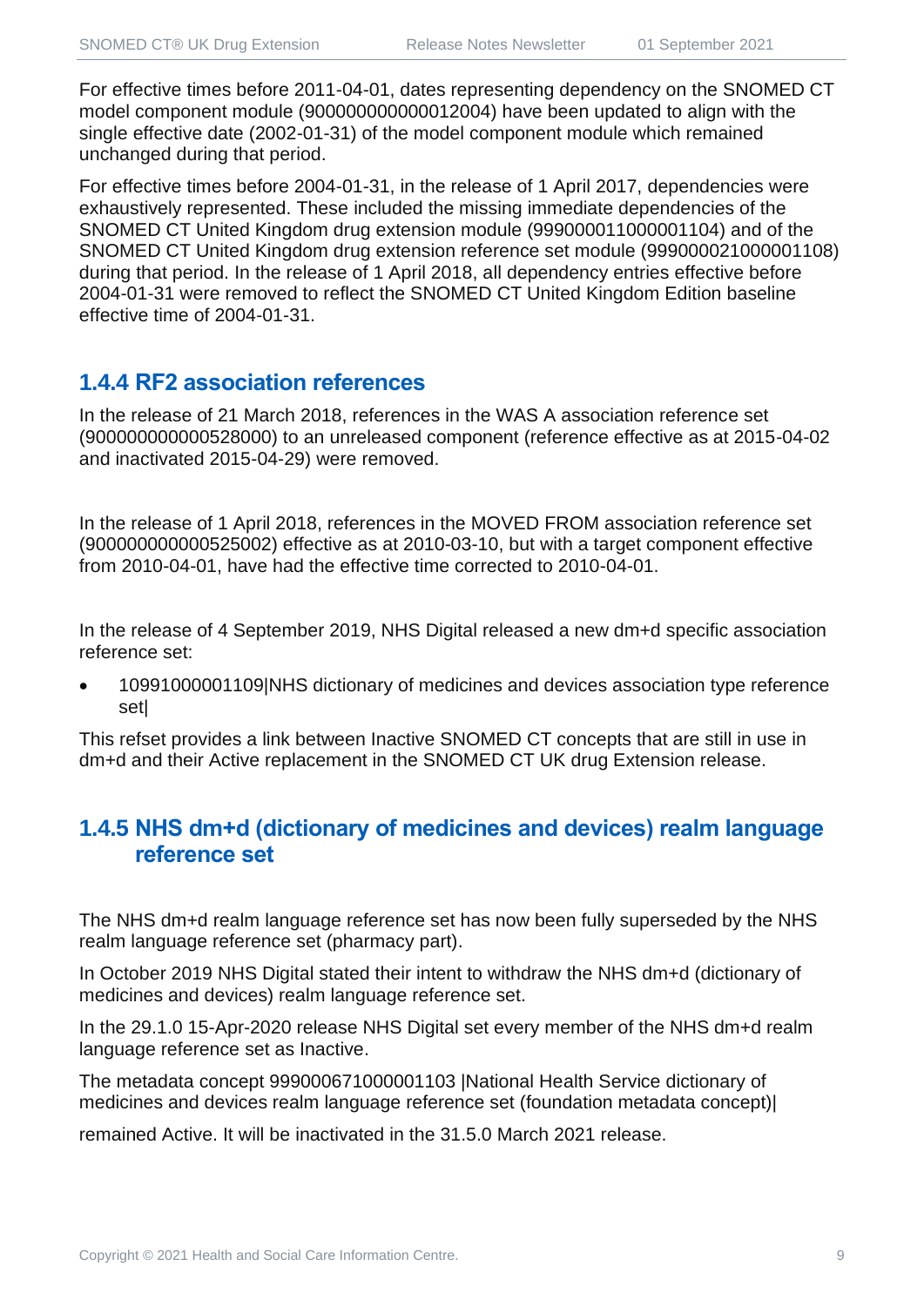For effective times before 2011-04-01, dates representing dependency on the SNOMED CT model component module (900000000000012004) have been updated to align with the single effective date (2002-01-31) of the model component module which remained unchanged during that period.

For effective times before 2004-01-31, in the release of 1 April 2017, dependencies were exhaustively represented. These included the missing immediate dependencies of the SNOMED CT United Kingdom drug extension module (999000011000001104) and of the SNOMED CT United Kingdom drug extension reference set module (999000021000001108) during that period. In the release of 1 April 2018, all dependency entries effective before 2004-01-31 were removed to reflect the SNOMED CT United Kingdom Edition baseline effective time of 2004-01-31.

### 1.4.4 RF2 association references

In the release of 21 March 2018, references in the WAS A association reference set (900000000000528000) to an unreleased component (reference effective as at 2015-04-02 and inactivated 2015-04-29) were removed.

In the release of 1 April 2018, references in the MOVED FROM association reference set (900000000000525002) effective as at 2010-03-10, but with a target component effective from 2010-04-01, have had the effective time corrected to 2010-04-01.

In the release of 4 September 2019, NHS Digital released a new dm+d specific association reference set:

- 10991000001109|NHS dictionary of medicines and devices association type reference set|

This refset provides a link between Inactive SNOMED CT concepts that are still in use in dm+d and their Active replacement in the SNOMED CT UK drug Extension release.

### 1.4.5 NHS dm+d (dictionary of medicines and devices) realm language reference set

The NHS dm+d realm language reference set has now been fully superseded by the NHS realm language reference set (pharmacy part).

In October 2019 NHS Digital stated their intent to withdraw the NHS dm+d (dictionary of medicines and devices) realm language reference set.

In the 29.1.0 15-Apr-2020 release NHS Digital set every member of the NHS dm+d realm language reference set as Inactive.

The metadata concept 999000671000001103 |National Health Service dictionary of medicines and devices realm language reference set (foundation metadata concept)|

remained Active. It will be inactivated in the 31.5.0 March 2021 release.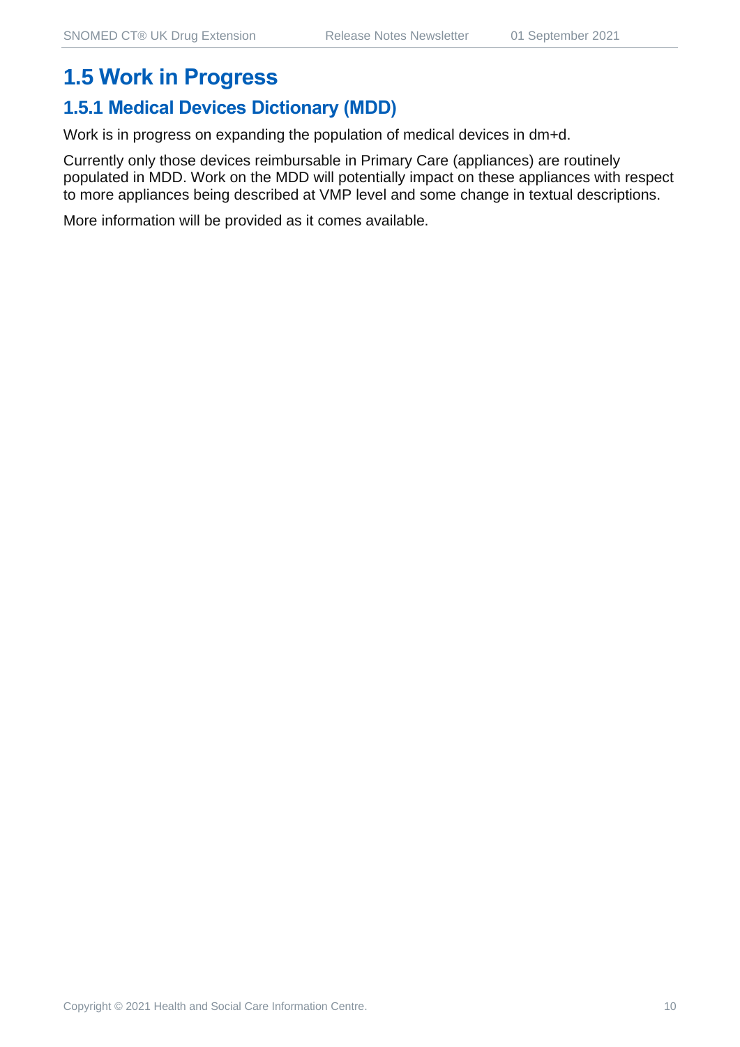# 1.5 Work in Progress

## 1.5.1 Medical Devices Dictionary (MDD)

Work is in progress on expanding the population of medical devices in dm+d.

Currently only those devices reimbursable in Primary Care (appliances) are routinely populated in MDD. Work on the MDD will potentially impact on these appliances with respect to more appliances being described at VMP level and some change in textual descriptions.

More information will be provided as it comes available.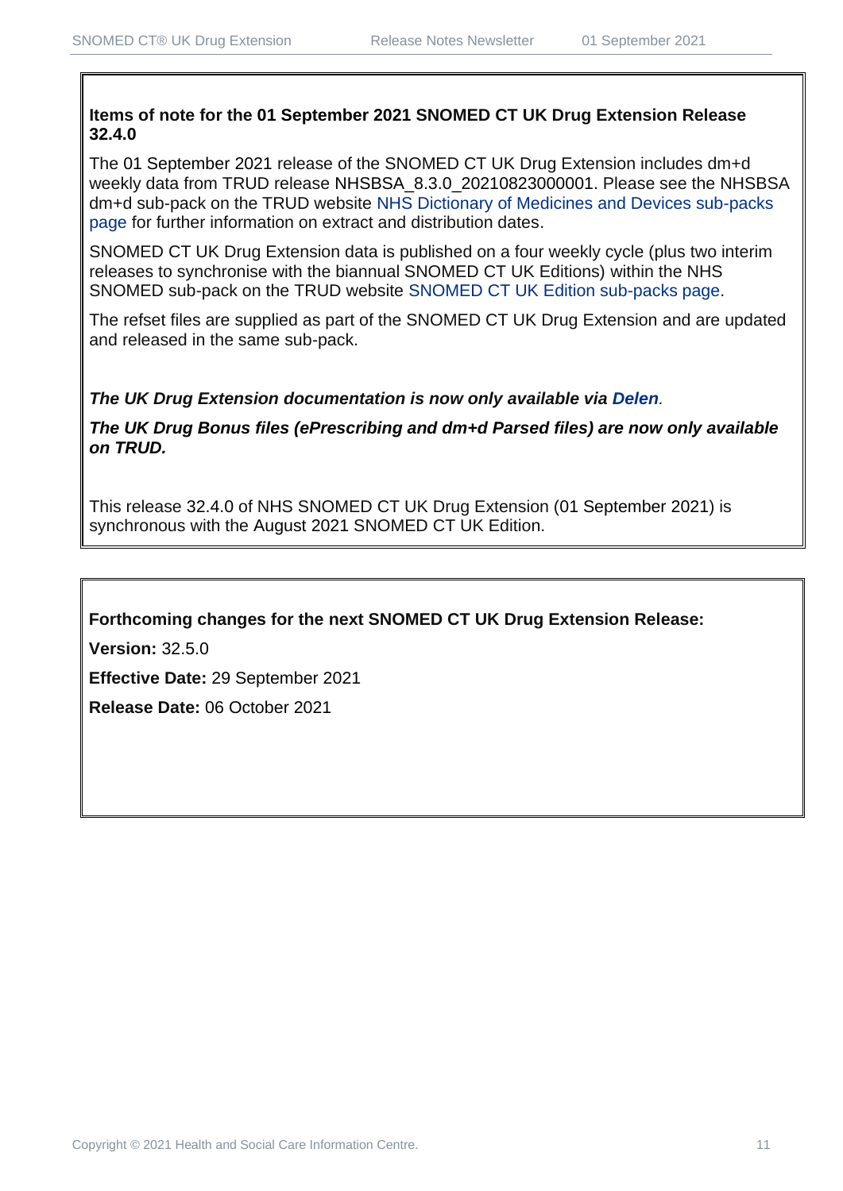**Items of note for the 01 September 2021 SNOMED CT UK Drug Extension Release 32.4.0**

The 01 September 2021 release of the SNOMED CT UK Drug Extension includes dm+d weekly data from TRUD release NHSBSA_8.3.0_20210823000001. Please see the NHSBSA dm+d sub-pack on the TRUD website NHS Dictionary of Medicines and Devices sub-packs page for further information on extract and distribution dates.

SNOMED CT UK Drug Extension data is published on a four weekly cycle (plus two interim releases to synchronise with the biannual SNOMED CT UK Editions) within the NHS SNOMED sub-pack on the TRUD website SNOMED CT UK Edition sub-packs page.

The refset files are supplied as part of the SNOMED CT UK Drug Extension and are updated and released in the same sub-pack.

***The UK Drug Extension documentation is now only available via Delen.***

***The UK Drug Bonus files (ePrescribing and dm+d Parsed files) are now only available on TRUD.***

This release 32.4.0 of NHS SNOMED CT UK Drug Extension (01 September 2021) is synchronous with the August 2021 SNOMED CT UK Edition.

**Forthcoming changes for the next SNOMED CT UK Drug Extension Release:**

**Version:** 32.5.0

**Effective Date:** 29 September 2021

**Release Date:** 06 October 2021